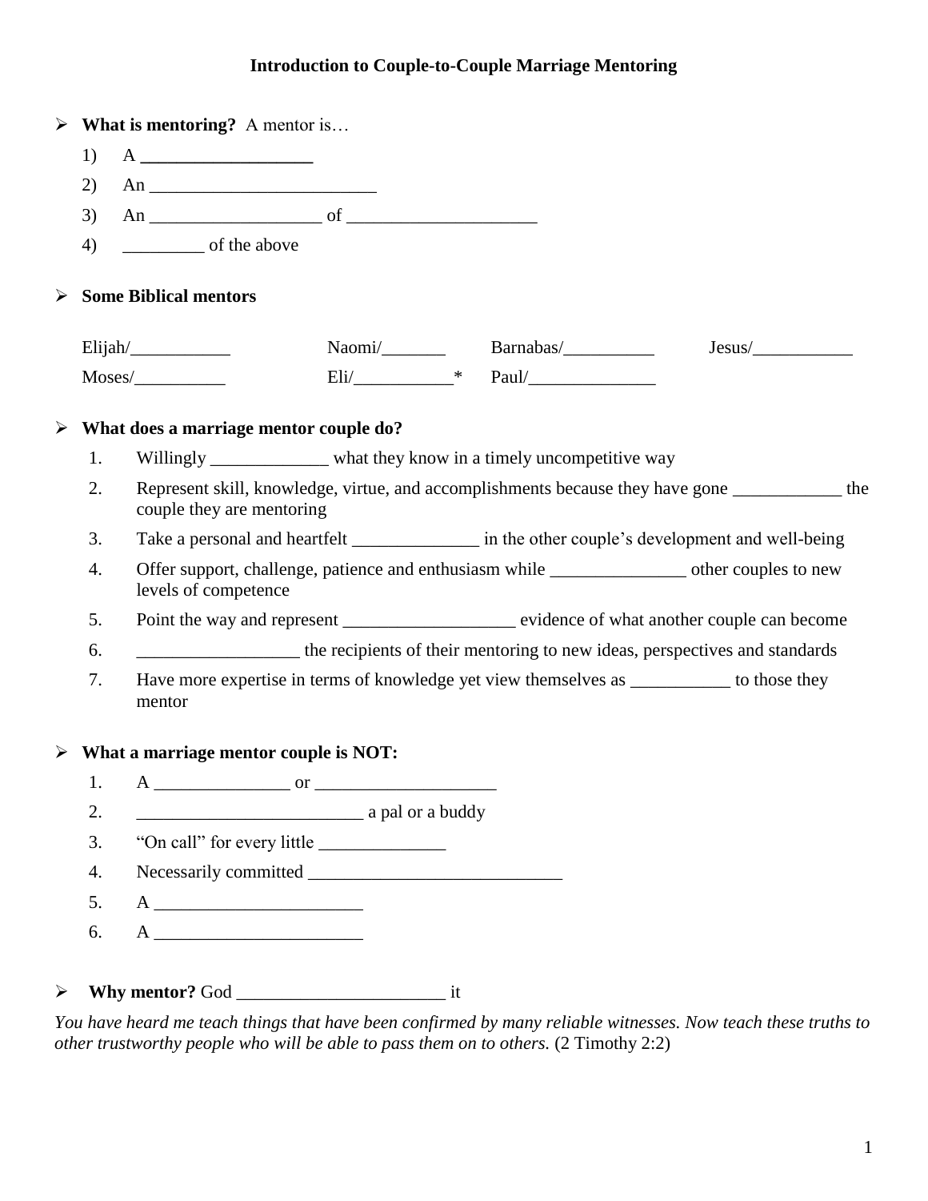# Introduction to Couple-to-Couple Marriage Mentoring

- **What is mentoring?** A mentor is…
  1) A ___________________
  2) An _________________________
  3) An __________________ of ____________________
  4) _________ of the above

- **Some Biblical mentors**

| | | | |
|---|---|---|---|
| Elijah/___________ | Naomi/_______ | Barnabas/__________ | Jesus/___________ |
| Moses/__________ | Eli/___________* | Paul/______________ | |

- **What does a marriage mentor couple do?**
  1. Willingly _____________ what they know in a timely uncompetitive way
  2. Represent skill, knowledge, virtue, and accomplishments because they have gone ____________ the couple they are mentoring
  3. Take a personal and heartfelt ______________ in the other couple's development and well-being
  4. Offer support, challenge, patience and enthusiasm while _______________ other couples to new levels of competence
  5. Point the way and represent ___________________ evidence of what another couple can become
  6. _________________ the recipients of their mentoring to new ideas, perspectives and standards
  7. Have more expertise in terms of knowledge yet view themselves as ___________ to those they mentor

- **What a marriage mentor couple is NOT:**
  1. A _______________ or ___________________
  2. ________________________ a pal or a buddy
  3. "On call" for every little ______________
  4. Necessarily committed ____________________________
  5. A ______________________
  6. A ______________________

- **Why mentor?** God _______________________ it

*You have heard me teach things that have been confirmed by many reliable witnesses. Now teach these truths to other trustworthy people who will be able to pass them on to others.* (2 Timothy 2:2)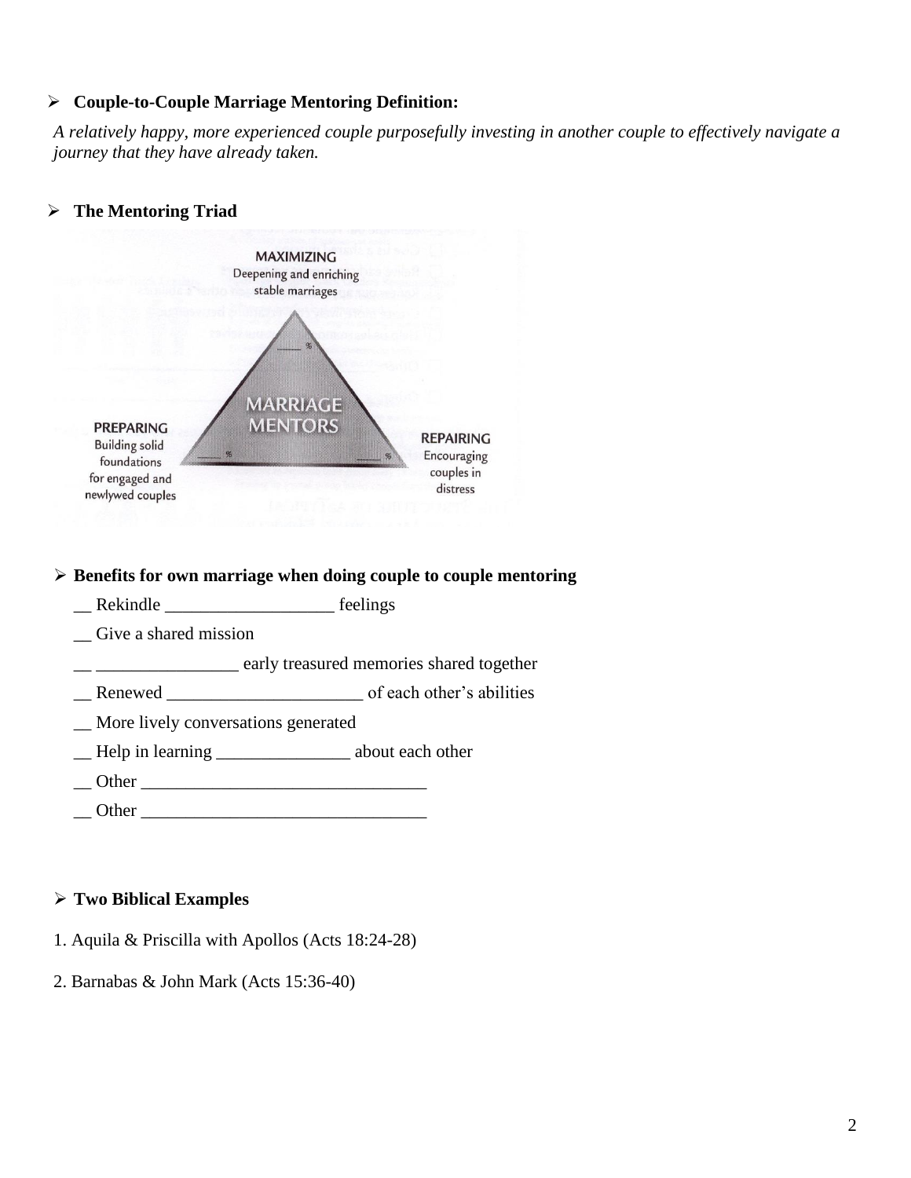- **Couple-to-Couple Marriage Mentoring Definition:**

*A relatively happy, more experienced couple purposefully investing in another couple to effectively navigate a journey that they have already taken.*

- **The Mentoring Triad**

MAXIMIZING
Deepening and enriching stable marriages
____ %

MARRIAGE MENTORS

PREPARING
Building solid foundations for engaged and newlywed couples
____ %

REPAIRING
Encouraging couples in distress
____ %

- **Benefits for own marriage when doing couple to couple mentoring**

  __ Rekindle ___________________ feelings

  __ Give a shared mission

  __ ________________ early treasured memories shared together

  __ Renewed ______________________ of each other's abilities

  __ More lively conversations generated

  __ Help in learning _______________ about each other

  __ Other ________________________________

  __ Other ________________________________

- **Two Biblical Examples**

1. Aquila & Priscilla with Apollos (Acts 18:24-28)

2. Barnabas & John Mark (Acts 15:36-40)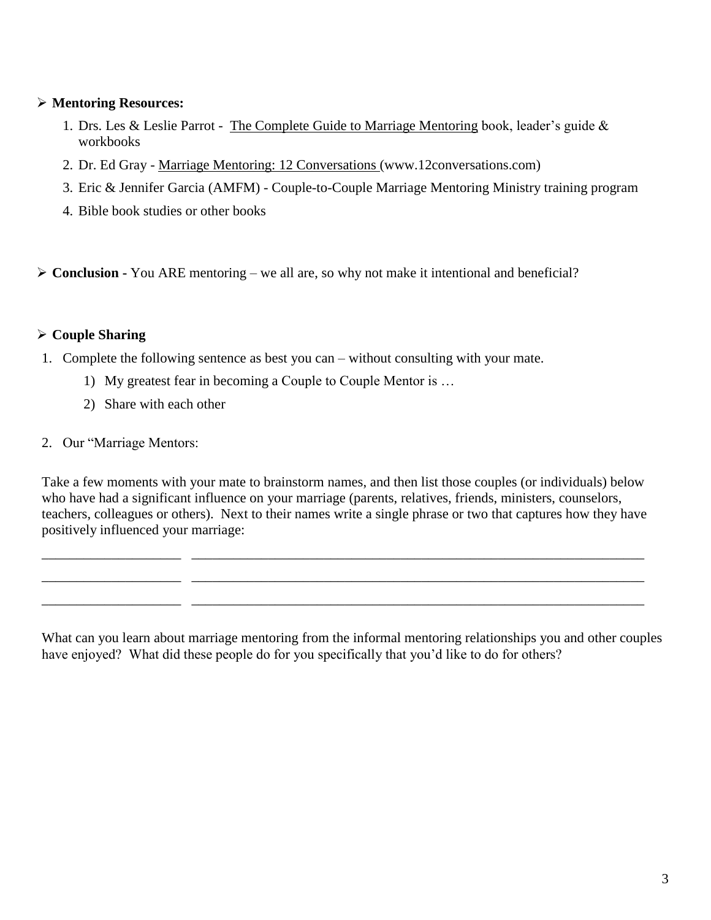- **Mentoring Resources:**
  1. Drs. Les & Leslie Parrot - The Complete Guide to Marriage Mentoring book, leader's guide & workbooks
  2. Dr. Ed Gray - Marriage Mentoring: 12 Conversations (www.12conversations.com)
  3. Eric & Jennifer Garcia (AMFM) - Couple-to-Couple Marriage Mentoring Ministry training program
  4. Bible book studies or other books

- **Conclusion -** You ARE mentoring – we all are, so why not make it intentional and beneficial?

- **Couple Sharing**

1. Complete the following sentence as best you can – without consulting with your mate.
   1) My greatest fear in becoming a Couple to Couple Mentor is …
   2) Share with each other

2. Our "Marriage Mentors:

Take a few moments with your mate to brainstorm names, and then list those couples (or individuals) below who have had a significant influence on your marriage (parents, relatives, friends, ministers, counselors, teachers, colleagues or others). Next to their names write a single phrase or two that captures how they have positively influenced your marriage:

____________________ ______________________________________________________________________

____________________ ______________________________________________________________________

____________________ ______________________________________________________________________

What can you learn about marriage mentoring from the informal mentoring relationships you and other couples have enjoyed? What did these people do for you specifically that you'd like to do for others?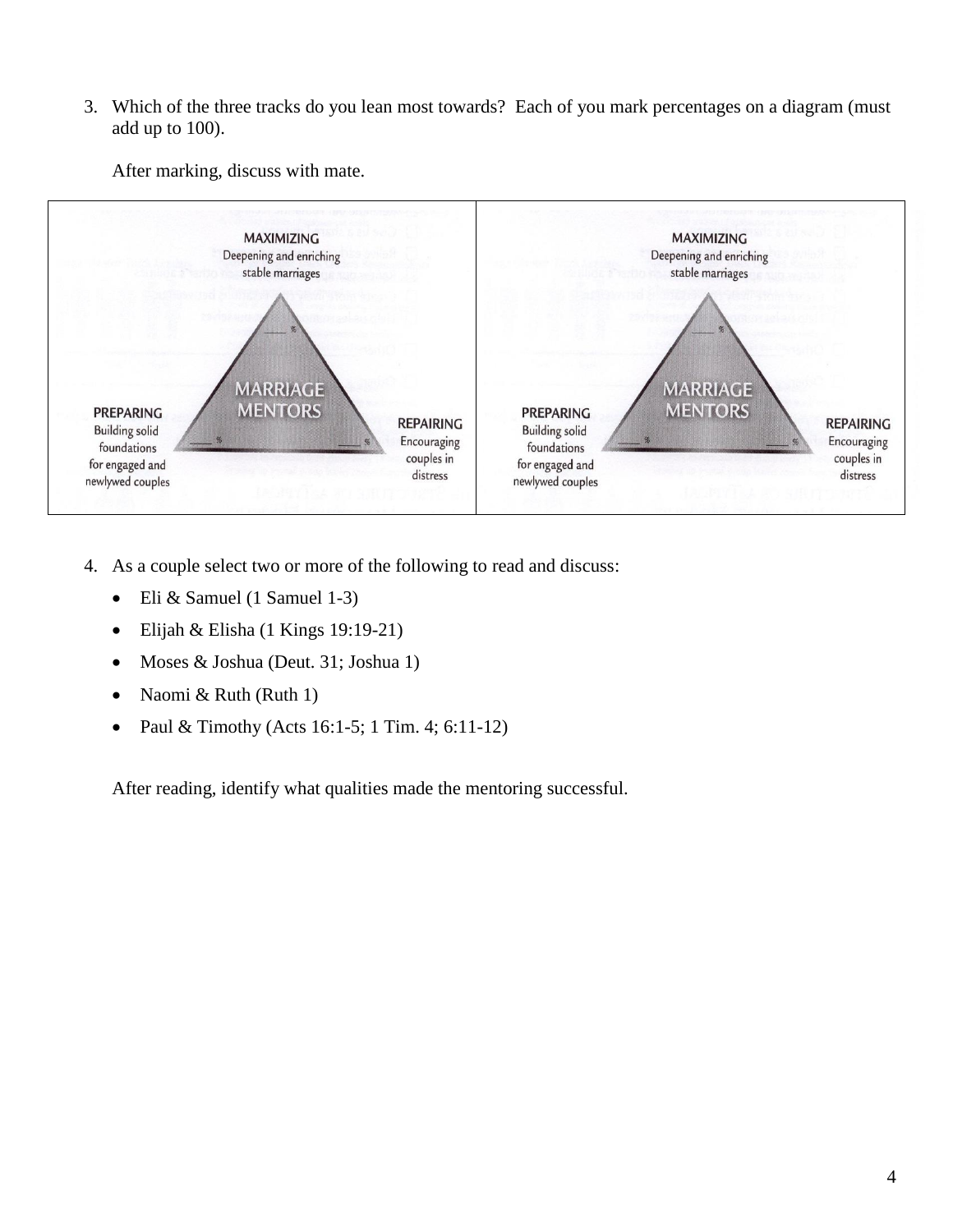3. Which of the three tracks do you lean most towards? Each of you mark percentages on a diagram (must add up to 100).

   After marking, discuss with mate.

| | |
|---|---|
| MAXIMIZING<br>Deepening and enriching stable marriages<br>___ %<br>MARRIAGE MENTORS<br>PREPARING<br>Building solid foundations for engaged and newlywed couples<br>___ %<br>REPAIRING<br>Encouraging couples in distress<br>___ % | MAXIMIZING<br>Deepening and enriching stable marriages<br>___ %<br>MARRIAGE MENTORS<br>PREPARING<br>Building solid foundations for engaged and newlywed couples<br>___ %<br>REPAIRING<br>Encouraging couples in distress<br>___ % |

4. As a couple select two or more of the following to read and discuss:
   - Eli & Samuel (1 Samuel 1-3)
   - Elijah & Elisha (1 Kings 19:19-21)
   - Moses & Joshua (Deut. 31; Joshua 1)
   - Naomi & Ruth (Ruth 1)
   - Paul & Timothy (Acts 16:1-5; 1 Tim. 4; 6:11-12)

   After reading, identify what qualities made the mentoring successful.